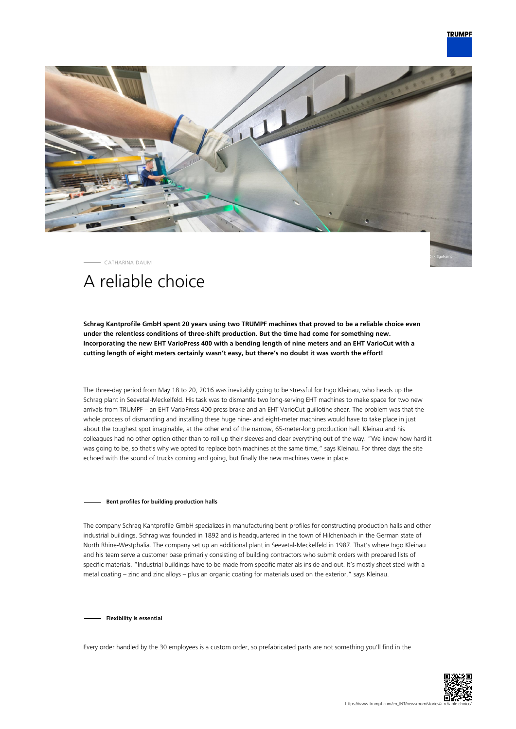CATHARINA DAUM

# A reliable choice

**Schrag Kantprofile GmbH spent 20 years using two TRUMPF machines that proved to be a reliable choice even under the relentless conditions of three-shift production. But the time had come for something new. Incorporating the new EHT VarioPress 400 with a bending length of nine meters and an EHT VarioCut with a cutting length of eight meters certainly wasn't easy, but there's no doubt it was worth the effort!**

The three-day period from May 18 to 20, 2016 was inevitably going to be stressful for Ingo Kleinau, who heads up the Schrag plant in Seevetal-Meckelfeld. His task was to dismantle two long-serving EHT machines to make space for two new arrivals from TRUMPF – an EHT VarioPress 400 press brake and an EHT VarioCut guillotine shear. The problem was that the whole process of dismantling and installing these huge nine- and eight-meter machines would have to take place in just about the toughest spot imaginable, at the other end of the narrow, 65-meter-long production hall. Kleinau and his colleagues had no other option other than to roll up their sleeves and clear everything out of the way. "We knew how hard it was going to be, so that's why we opted to replace both machines at the same time," says Kleinau. For three days the site echoed with the sound of trucks coming and going, but finally the new machines were in place.

#### Bent profiles for building production halls

The company Schrag Kantprofile GmbH specializes in manufacturing bent profiles for constructing production halls and other industrial buildings. Schrag was founded in 1892 and is headquartered in the town of Hilchenbach in the German state of North Rhine-Westphalia. The company set up an additional plant in Seevetal-Meckelfeld in 1987. That's where Ingo Kleinau and his team serve a customer base primarily consisting of building contractors who submit orders with prepared lists of specific materials. "Industrial buildings have to be made from specific materials inside and out. It's mostly sheet steel with a metal coating – zinc and zinc alloys – plus an organic coating for materials used on the exterior," says Kleinau.

#### Flexibility is essential

Every order handled by the 30 employees is a custom order, so prefabricated parts are not something you'll find in the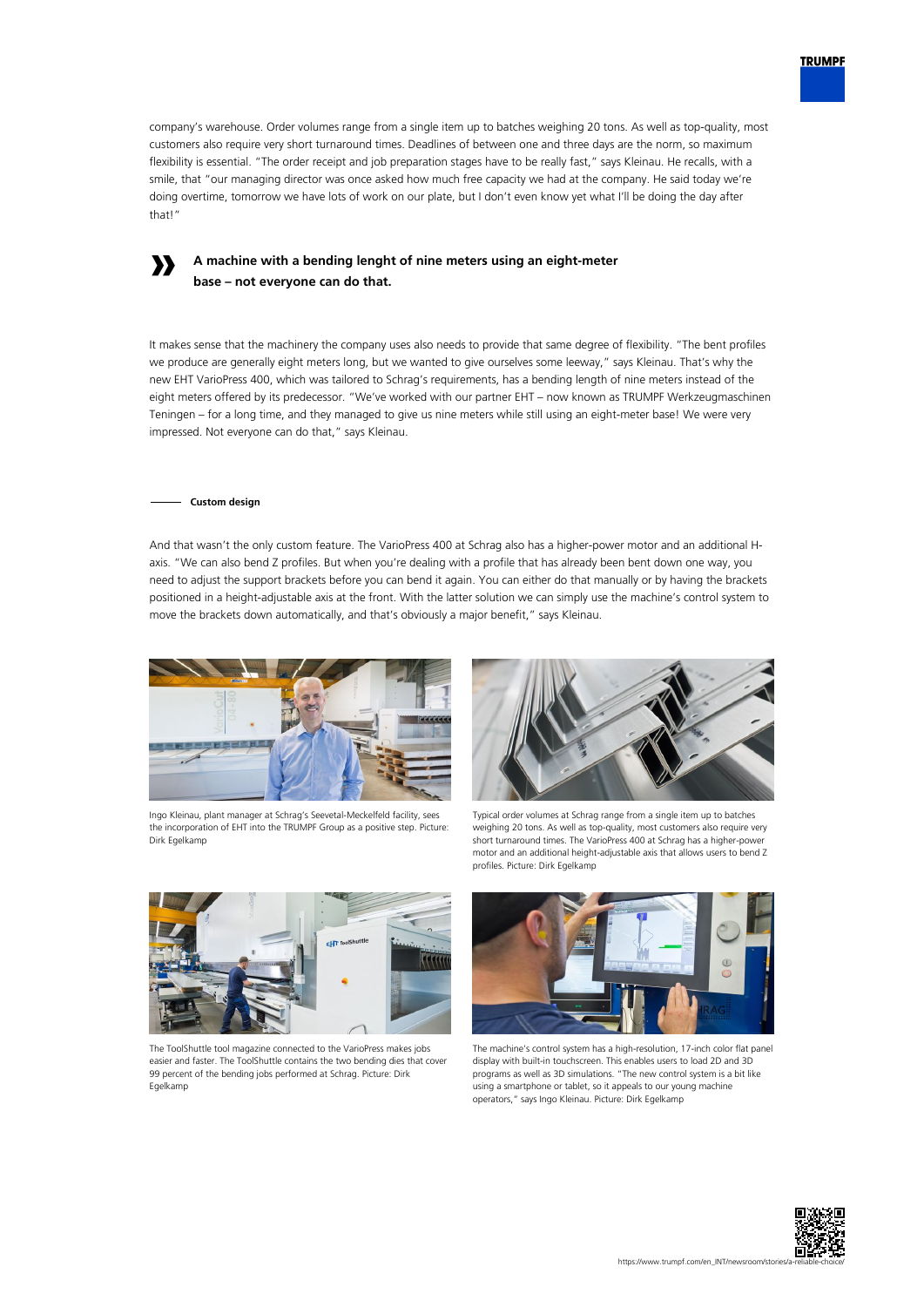company's warehouse. Order volumes range from a single item up to batches weighing 20 tons. As well as top-quality, most customers also require very short turnaround times. Deadlines of between one and three days are the norm, so maximum flexibility is essential. "The order receipt and job preparation stages have to be really fast," says Kleinau. He recalls, with a smile, that "our managing director was once asked how much free capacity we had at the company. He said today we're doing overtime, tomorrow we have lots of work on our plate, but I don't even know yet what I'll be doing the day after that!"

> **A machine with a bending lenght of nine meters using an eight-meter base – not everyone can do that.**

It makes sense that the machinery the company uses also needs to provide that same degree of flexibility. "The bent profiles we produce are generally eight meters long, but we wanted to give ourselves some leeway," says Kleinau. That's why the new EHT VarioPress 400, which was tailored to Schrag's requirements, has a bending length of nine meters instead of the eight meters offered by its predecessor. "We've worked with our partner EHT – now known as TRUMPF Werkzeugmaschinen Teningen – for a long time, and they managed to give us nine meters while still using an eight-meter base! We were very impressed. Not everyone can do that," says Kleinau.

### Custom design

And that wasn't the only custom feature. The VarioPress 400 at Schrag also has a higher-power motor and an additional H-axis. "We can also bend Z profiles. But when you're dealing with a profile that has already been bent down one way, you need to adjust the support brackets before you can bend it again. You can either do that manually or by having the brackets positioned in a height-adjustable axis at the front. With the latter solution we can simply use the machine's control system to move the brackets down automatically, and that's obviously a major benefit," says Kleinau.

Ingo Kleinau, plant manager at Schrag's Seevetal-Meckelfeld facility, sees the incorporation of EHT into the TRUMPF Group as a positive step. Picture: Dirk Egelkamp

Typical order volumes at Schrag range from a single item up to batches weighing 20 tons. As well as top-quality, most customers also require very short turnaround times. The VarioPress 400 at Schrag has a higher-power motor and an additional height-adjustable axis that allows users to bend Z profiles. Picture: Dirk Egelkamp

The ToolShuttle tool magazine connected to the VarioPress makes jobs easier and faster. The ToolShuttle contains the two bending dies that cover 99 percent of the bending jobs performed at Schrag. Picture: Dirk Egelkamp

The machine's control system has a high-resolution, 17-inch color flat panel display with built-in touchscreen. This enables users to load 2D and 3D programs as well as 3D simulations. "The new control system is a bit like using a smartphone or tablet, so it appeals to our young machine operators," says Ingo Kleinau. Picture: Dirk Egelkamp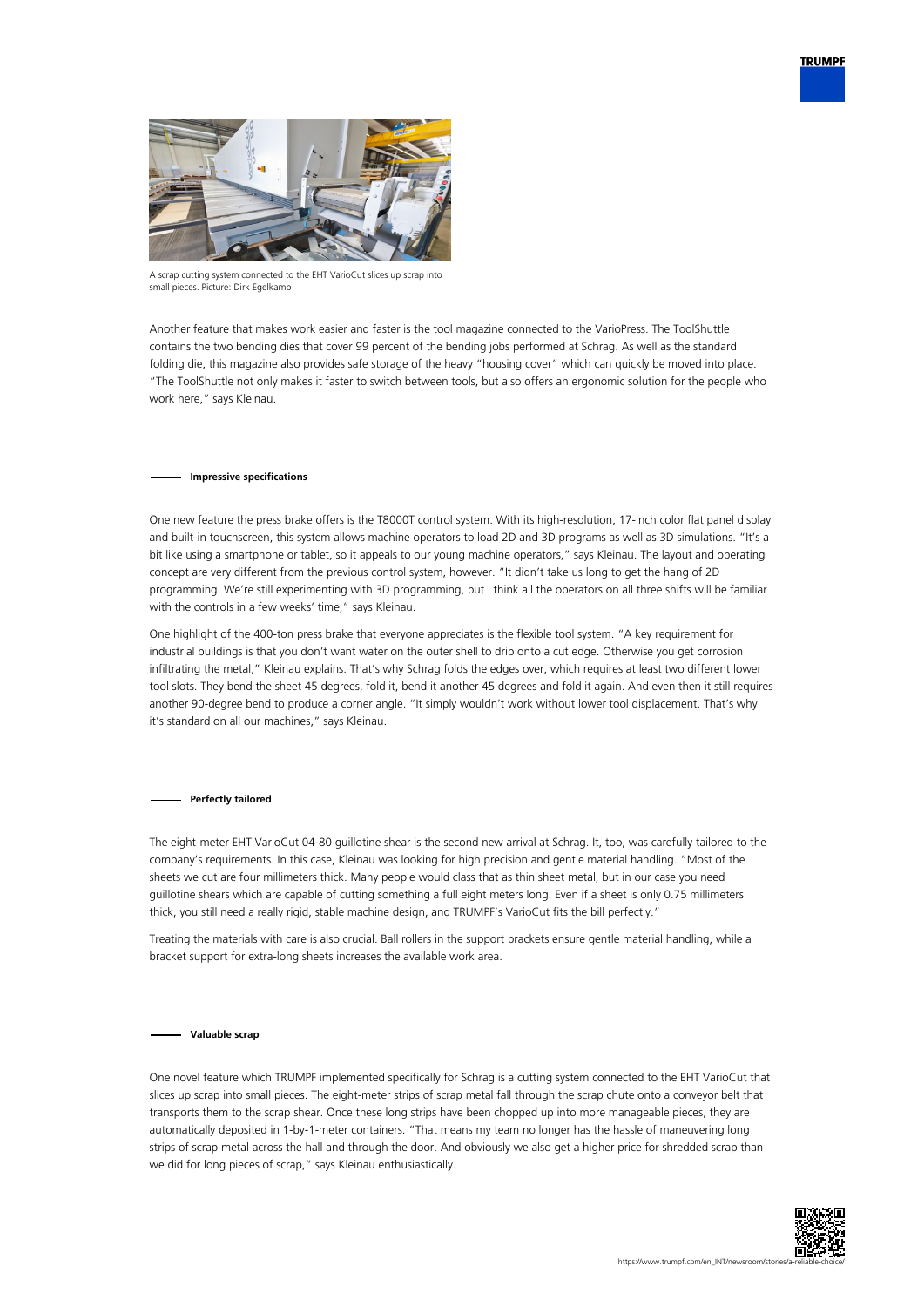A scrap cutting system connected to the EHT VarioCut slices up scrap into small pieces. Picture: Dirk Egelkamp

Another feature that makes work easier and faster is the tool magazine connected to the VarioPress. The ToolShuttle contains the two bending dies that cover 99 percent of the bending jobs performed at Schrag. As well as the standard folding die, this magazine also provides safe storage of the heavy "housing cover" which can quickly be moved into place. "The ToolShuttle not only makes it faster to switch between tools, but also offers an ergonomic solution for the people who work here," says Kleinau.

## Impressive specifications

One new feature the press brake offers is the T8000T control system. With its high-resolution, 17-inch color flat panel display and built-in touchscreen, this system allows machine operators to load 2D and 3D programs as well as 3D simulations. "It's a bit like using a smartphone or tablet, so it appeals to our young machine operators," says Kleinau. The layout and operating concept are very different from the previous control system, however. "It didn't take us long to get the hang of 2D programming. We're still experimenting with 3D programming, but I think all the operators on all three shifts will be familiar with the controls in a few weeks' time," says Kleinau.

One highlight of the 400-ton press brake that everyone appreciates is the flexible tool system. "A key requirement for industrial buildings is that you don't want water on the outer shell to drip onto a cut edge. Otherwise you get corrosion infiltrating the metal," Kleinau explains. That's why Schrag folds the edges over, which requires at least two different lower tool slots. They bend the sheet 45 degrees, fold it, bend it another 45 degrees and fold it again. And even then it still requires another 90-degree bend to produce a corner angle. "It simply wouldn't work without lower tool displacement. That's why it's standard on all our machines," says Kleinau.

## Perfectly tailored

The eight-meter EHT VarioCut 04-80 guillotine shear is the second new arrival at Schrag. It, too, was carefully tailored to the company's requirements. In this case, Kleinau was looking for high precision and gentle material handling. "Most of the sheets we cut are four millimeters thick. Many people would class that as thin sheet metal, but in our case you need guillotine shears which are capable of cutting something a full eight meters long. Even if a sheet is only 0.75 millimeters thick, you still need a really rigid, stable machine design, and TRUMPF's VarioCut fits the bill perfectly."

Treating the materials with care is also crucial. Ball rollers in the support brackets ensure gentle material handling, while a bracket support for extra-long sheets increases the available work area.

## Valuable scrap

One novel feature which TRUMPF implemented specifically for Schrag is a cutting system connected to the EHT VarioCut that slices up scrap into small pieces. The eight-meter strips of scrap metal fall through the scrap chute onto a conveyor belt that transports them to the scrap shear. Once these long strips have been chopped up into more manageable pieces, they are automatically deposited in 1-by-1-meter containers. "That means my team no longer has the hassle of maneuvering long strips of scrap metal across the hall and through the door. And obviously we also get a higher price for shredded scrap than we did for long pieces of scrap," says Kleinau enthusiastically.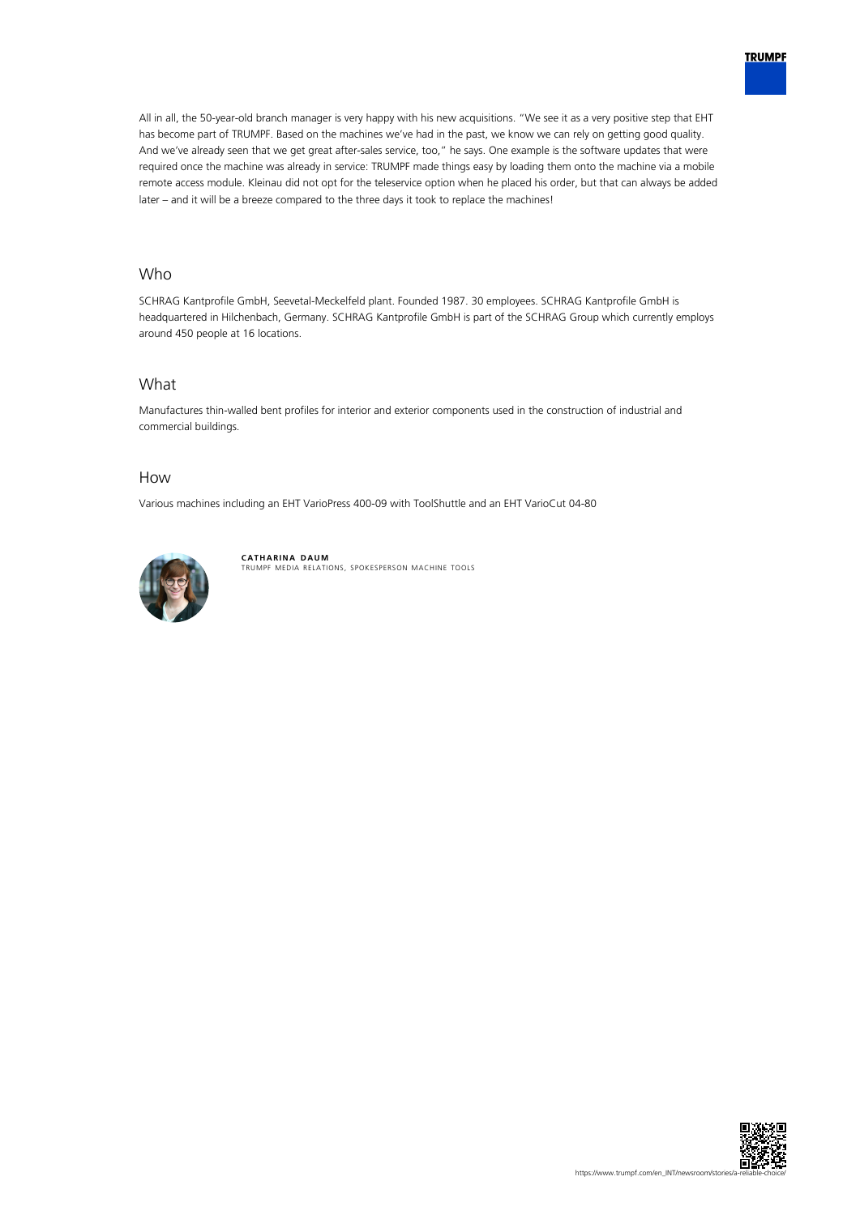All in all, the 50-year-old branch manager is very happy with his new acquisitions. "We see it as a very positive step that EHT has become part of TRUMPF. Based on the machines we've had in the past, we know we can rely on getting good quality. And we've already seen that we get great after-sales service, too," he says. One example is the software updates that were required once the machine was already in service: TRUMPF made things easy by loading them onto the machine via a mobile remote access module. Kleinau did not opt for the teleservice option when he placed his order, but that can always be added later – and it will be a breeze compared to the three days it took to replace the machines!

## Who

SCHRAG Kantprofile GmbH, Seevetal-Meckelfeld plant. Founded 1987. 30 employees. SCHRAG Kantprofile GmbH is headquartered in Hilchenbach, Germany. SCHRAG Kantprofile GmbH is part of the SCHRAG Group which currently employs around 450 people at 16 locations.

## What

Manufactures thin-walled bent profiles for interior and exterior components used in the construction of industrial and commercial buildings.

## How

Various machines including an EHT VarioPress 400-09 with ToolShuttle and an EHT VarioCut 04-80

**CATHARINA DAUM**
TRUMPF MEDIA RELATIONS, SPOKESPERSON MACHINE TOOLS

https://www.trumpf.com/en_INT/newsroom/stories/a-reliable-choice/